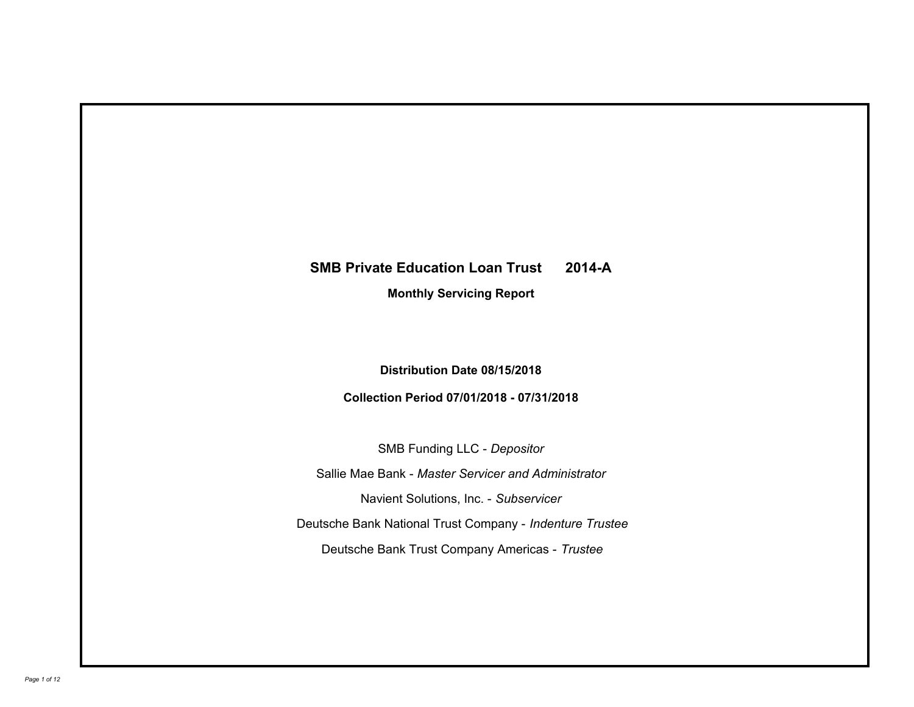# SMB Private Education Loan Trust 2014-A

## Monthly Servicing Report

**Distribution Date 08/15/2018**

**Collection Period 07/01/2018 - 07/31/2018**

SMB Funding LLC - *Depositor*

Sallie Mae Bank - *Master Servicer and Administrator*

Navient Solutions, Inc. - *Subservicer*

Deutsche Bank National Trust Company - *Indenture Trustee*

Deutsche Bank Trust Company Americas - *Trustee*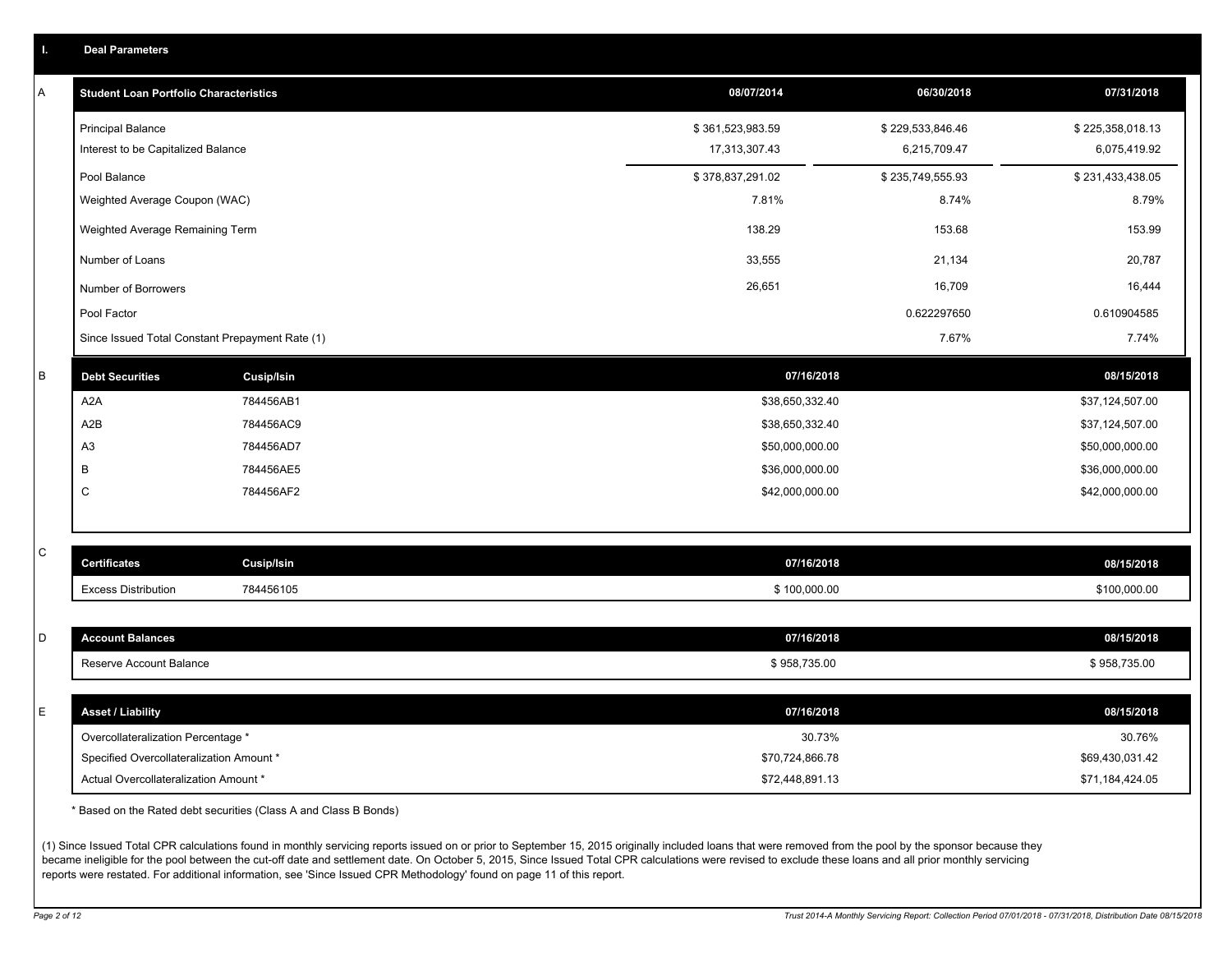## I. Deal Parameters

### A

| Student Loan Portfolio Characteristics | 08/07/2014 | 06/30/2018 | 07/31/2018 |
|---|---|---|---|
| Principal Balance | $ 361,523,983.59 | $ 229,533,846.46 | $ 225,358,018.13 |
| Interest to be Capitalized Balance | 17,313,307.43 | 6,215,709.47 | 6,075,419.92 |
| Pool Balance | $ 378,837,291.02 | $ 235,749,555.93 | $ 231,433,438.05 |
| Weighted Average Coupon (WAC) | 7.81% | 8.74% | 8.79% |
| Weighted Average Remaining Term | 138.29 | 153.68 | 153.99 |
| Number of Loans | 33,555 | 21,134 | 20,787 |
| Number of Borrowers | 26,651 | 16,709 | 16,444 |
| Pool Factor | | 0.622297650 | 0.610904585 |
| Since Issued Total Constant Prepayment Rate (1) | | 7.67% | 7.74% |

### B

| Debt Securities | Cusip/Isin | 07/16/2018 | 08/15/2018 |
|---|---|---|---|
| A2A | 784456AB1 | $38,650,332.40 | $37,124,507.00 |
| A2B | 784456AC9 | $38,650,332.40 | $37,124,507.00 |
| A3 | 784456AD7 | $50,000,000.00 | $50,000,000.00 |
| B | 784456AE5 | $36,000,000.00 | $36,000,000.00 |
| C | 784456AF2 | $42,000,000.00 | $42,000,000.00 |

### C

| Certificates | Cusip/Isin | 07/16/2018 | 08/15/2018 |
|---|---|---|---|
| Excess Distribution | 784456105 | $ 100,000.00 | $100,000.00 |

### D

| Account Balances | 07/16/2018 | 08/15/2018 |
|---|---|---|
| Reserve Account Balance | $ 958,735.00 | $ 958,735.00 |

### E

| Asset / Liability | 07/16/2018 | 08/15/2018 |
|---|---|---|
| Overcollateralization Percentage * | 30.73% | 30.76% |
| Specified Overcollateralization Amount * | $70,724,866.78 | $69,430,031.42 |
| Actual Overcollateralization Amount * | $72,448,891.13 | $71,184,424.05 |

* Based on the Rated debt securities (Class A and Class B Bonds)

(1) Since Issued Total CPR calculations found in monthly servicing reports issued on or prior to September 15, 2015 originally included loans that were removed from the pool by the sponsor because they became ineligible for the pool between the cut-off date and settlement date. On October 5, 2015, Since Issued Total CPR calculations were revised to exclude these loans and all prior monthly servicing reports were restated. For additional information, see 'Since Issued CPR Methodology' found on page 11 of this report.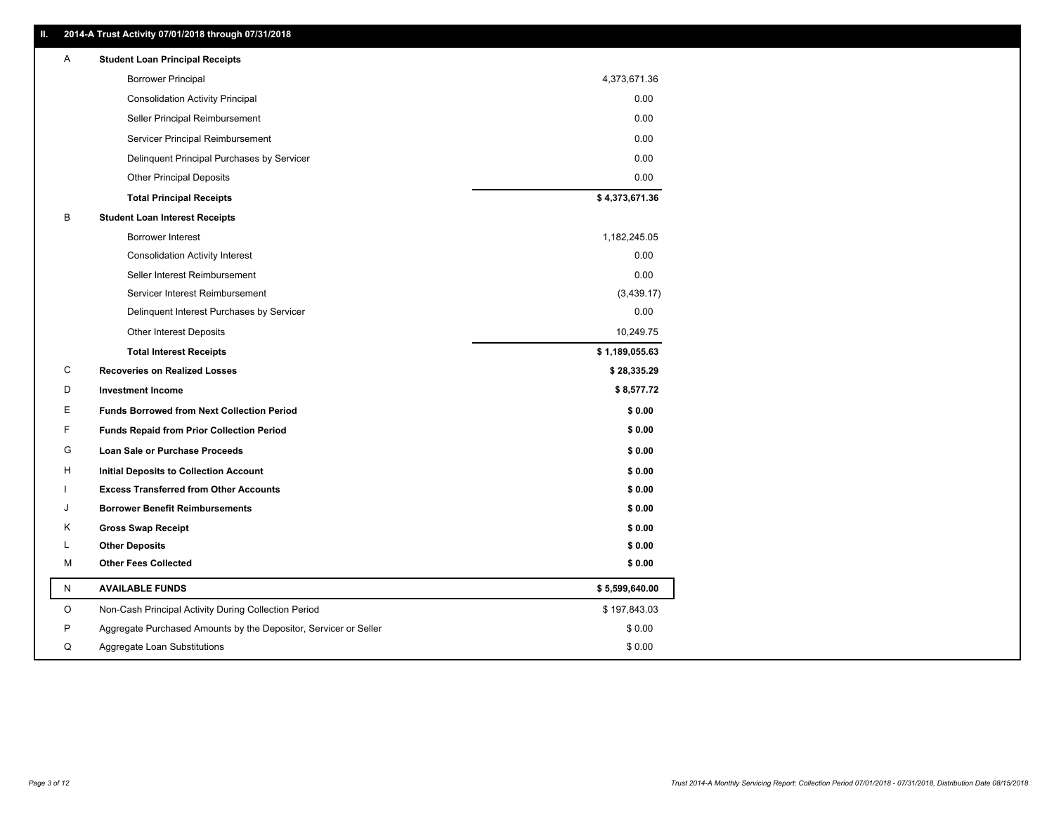## II. 2014-A Trust Activity 07/01/2018 through 07/31/2018

| | | |
|---|---|---|
| A | **Student Loan Principal Receipts** | |
| | Borrower Principal | 4,373,671.36 |
| | Consolidation Activity Principal | 0.00 |
| | Seller Principal Reimbursement | 0.00 |
| | Servicer Principal Reimbursement | 0.00 |
| | Delinquent Principal Purchases by Servicer | 0.00 |
| | Other Principal Deposits | 0.00 |
| | **Total Principal Receipts** | **$ 4,373,671.36** |
| B | **Student Loan Interest Receipts** | |
| | Borrower Interest | 1,182,245.05 |
| | Consolidation Activity Interest | 0.00 |
| | Seller Interest Reimbursement | 0.00 |
| | Servicer Interest Reimbursement | (3,439.17) |
| | Delinquent Interest Purchases by Servicer | 0.00 |
| | Other Interest Deposits | 10,249.75 |
| | **Total Interest Receipts** | **$ 1,189,055.63** |
| C | **Recoveries on Realized Losses** | **$ 28,335.29** |
| D | **Investment Income** | **$ 8,577.72** |
| E | **Funds Borrowed from Next Collection Period** | **$ 0.00** |
| F | **Funds Repaid from Prior Collection Period** | **$ 0.00** |
| G | **Loan Sale or Purchase Proceeds** | **$ 0.00** |
| H | **Initial Deposits to Collection Account** | **$ 0.00** |
| I | **Excess Transferred from Other Accounts** | **$ 0.00** |
| J | **Borrower Benefit Reimbursements** | **$ 0.00** |
| K | **Gross Swap Receipt** | **$ 0.00** |
| L | **Other Deposits** | **$ 0.00** |
| M | **Other Fees Collected** | **$ 0.00** |
| N | **AVAILABLE FUNDS** | **$ 5,599,640.00** |
| O | Non-Cash Principal Activity During Collection Period | $ 197,843.03 |
| P | Aggregate Purchased Amounts by the Depositor, Servicer or Seller | $ 0.00 |
| Q | Aggregate Loan Substitutions | $ 0.00 |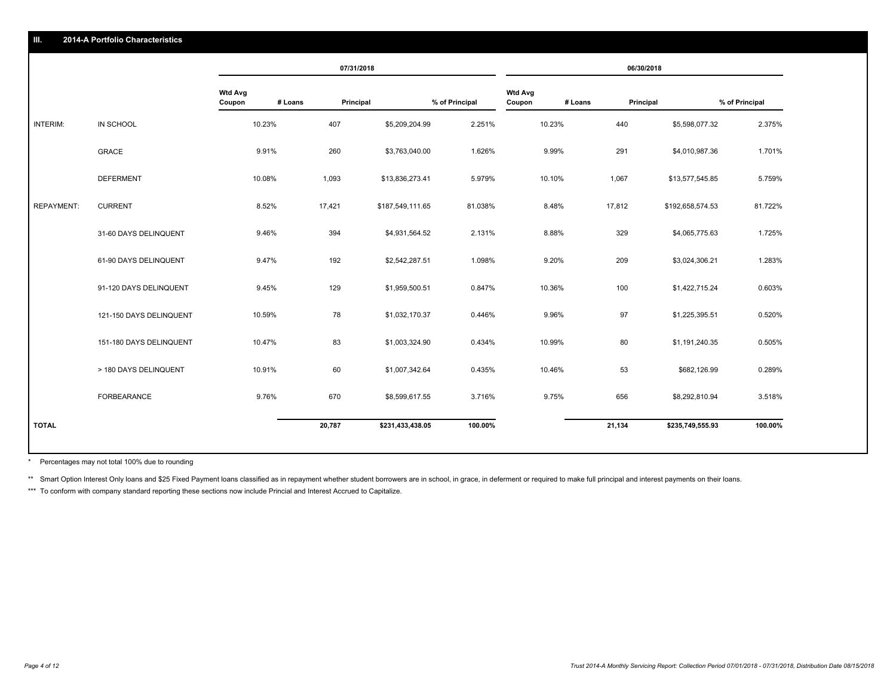## III. 2014-A Portfolio Characteristics

| | | 07/31/2018 | | | | 06/30/2018 | | | |
|---|---|---|---|---|---|---|---|---|---|
| | | Wtd Avg Coupon | # Loans | Principal | % of Principal | Wtd Avg Coupon | # Loans | Principal | % of Principal |
| INTERIM: | IN SCHOOL | 10.23% | 407 | $5,209,204.99 | 2.251% | 10.23% | 440 | $5,598,077.32 | 2.375% |
| | GRACE | 9.91% | 260 | $3,763,040.00 | 1.626% | 9.99% | 291 | $4,010,987.36 | 1.701% |
| | DEFERMENT | 10.08% | 1,093 | $13,836,273.41 | 5.979% | 10.10% | 1,067 | $13,577,545.85 | 5.759% |
| REPAYMENT: | CURRENT | 8.52% | 17,421 | $187,549,111.65 | 81.038% | 8.48% | 17,812 | $192,658,574.53 | 81.722% |
| | 31-60 DAYS DELINQUENT | 9.46% | 394 | $4,931,564.52 | 2.131% | 8.88% | 329 | $4,065,775.63 | 1.725% |
| | 61-90 DAYS DELINQUENT | 9.47% | 192 | $2,542,287.51 | 1.098% | 9.20% | 209 | $3,024,306.21 | 1.283% |
| | 91-120 DAYS DELINQUENT | 9.45% | 129 | $1,959,500.51 | 0.847% | 10.36% | 100 | $1,422,715.24 | 0.603% |
| | 121-150 DAYS DELINQUENT | 10.59% | 78 | $1,032,170.37 | 0.446% | 9.96% | 97 | $1,225,395.51 | 0.520% |
| | 151-180 DAYS DELINQUENT | 10.47% | 83 | $1,003,324.90 | 0.434% | 10.99% | 80 | $1,191,240.35 | 0.505% |
| | > 180 DAYS DELINQUENT | 10.91% | 60 | $1,007,342.64 | 0.435% | 10.46% | 53 | $682,126.99 | 0.289% |
| | FORBEARANCE | 9.76% | 670 | $8,599,617.55 | 3.716% | 9.75% | 656 | $8,292,810.94 | 3.518% |
| **TOTAL** | | | **20,787** | **$231,433,438.05** | **100.00%** | | **21,134** | **$235,749,555.93** | **100.00%** |

* Percentages may not total 100% due to rounding

** Smart Option Interest Only loans and $25 Fixed Payment loans classified as in repayment whether student borrowers are in school, in grace, in deferment or required to make full principal and interest payments on their loans.

*** To conform with company standard reporting these sections now include Princial and Interest Accrued to Capitalize.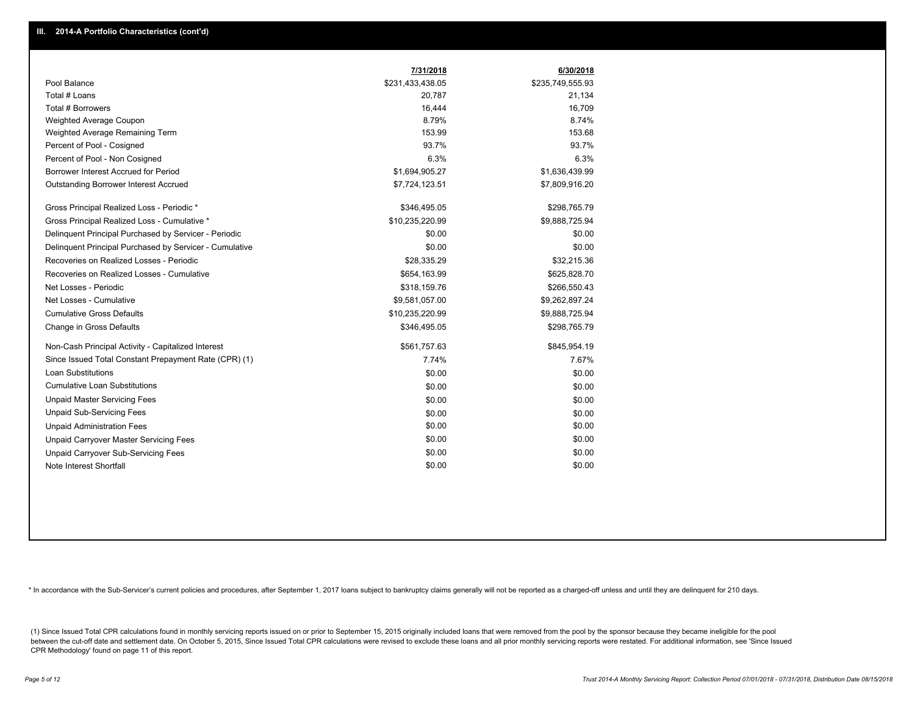## III. 2014-A Portfolio Characteristics (cont'd)

| | 7/31/2018 | 6/30/2018 |
|---|---|---|
| Pool Balance | $231,433,438.05 | $235,749,555.93 |
| Total # Loans | 20,787 | 21,134 |
| Total # Borrowers | 16,444 | 16,709 |
| Weighted Average Coupon | 8.79% | 8.74% |
| Weighted Average Remaining Term | 153.99 | 153.68 |
| Percent of Pool - Cosigned | 93.7% | 93.7% |
| Percent of Pool - Non Cosigned | 6.3% | 6.3% |
| Borrower Interest Accrued for Period | $1,694,905.27 | $1,636,439.99 |
| Outstanding Borrower Interest Accrued | $7,724,123.51 | $7,809,916.20 |
| Gross Principal Realized Loss - Periodic * | $346,495.05 | $298,765.79 |
| Gross Principal Realized Loss - Cumulative * | $10,235,220.99 | $9,888,725.94 |
| Delinquent Principal Purchased by Servicer - Periodic | $0.00 | $0.00 |
| Delinquent Principal Purchased by Servicer - Cumulative | $0.00 | $0.00 |
| Recoveries on Realized Losses - Periodic | $28,335.29 | $32,215.36 |
| Recoveries on Realized Losses - Cumulative | $654,163.99 | $625,828.70 |
| Net Losses - Periodic | $318,159.76 | $266,550.43 |
| Net Losses - Cumulative | $9,581,057.00 | $9,262,897.24 |
| Cumulative Gross Defaults | $10,235,220.99 | $9,888,725.94 |
| Change in Gross Defaults | $346,495.05 | $298,765.79 |
| Non-Cash Principal Activity - Capitalized Interest | $561,757.63 | $845,954.19 |
| Since Issued Total Constant Prepayment Rate (CPR) (1) | 7.74% | 7.67% |
| Loan Substitutions | $0.00 | $0.00 |
| Cumulative Loan Substitutions | $0.00 | $0.00 |
| Unpaid Master Servicing Fees | $0.00 | $0.00 |
| Unpaid Sub-Servicing Fees | $0.00 | $0.00 |
| Unpaid Administration Fees | $0.00 | $0.00 |
| Unpaid Carryover Master Servicing Fees | $0.00 | $0.00 |
| Unpaid Carryover Sub-Servicing Fees | $0.00 | $0.00 |
| Note Interest Shortfall | $0.00 | $0.00 |

* In accordance with the Sub-Servicer's current policies and procedures, after September 1, 2017 loans subject to bankruptcy claims generally will not be reported as a charged-off unless and until they are delinquent for 210 days.

(1) Since Issued Total CPR calculations found in monthly servicing reports issued on or prior to September 15, 2015 originally included loans that were removed from the pool by the sponsor because they became ineligible for the pool between the cut-off date and settlement date. On October 5, 2015, Since Issued Total CPR calculations were revised to exclude these loans and all prior monthly servicing reports were restated. For additional information, see 'Since Issued CPR Methodology' found on page 11 of this report.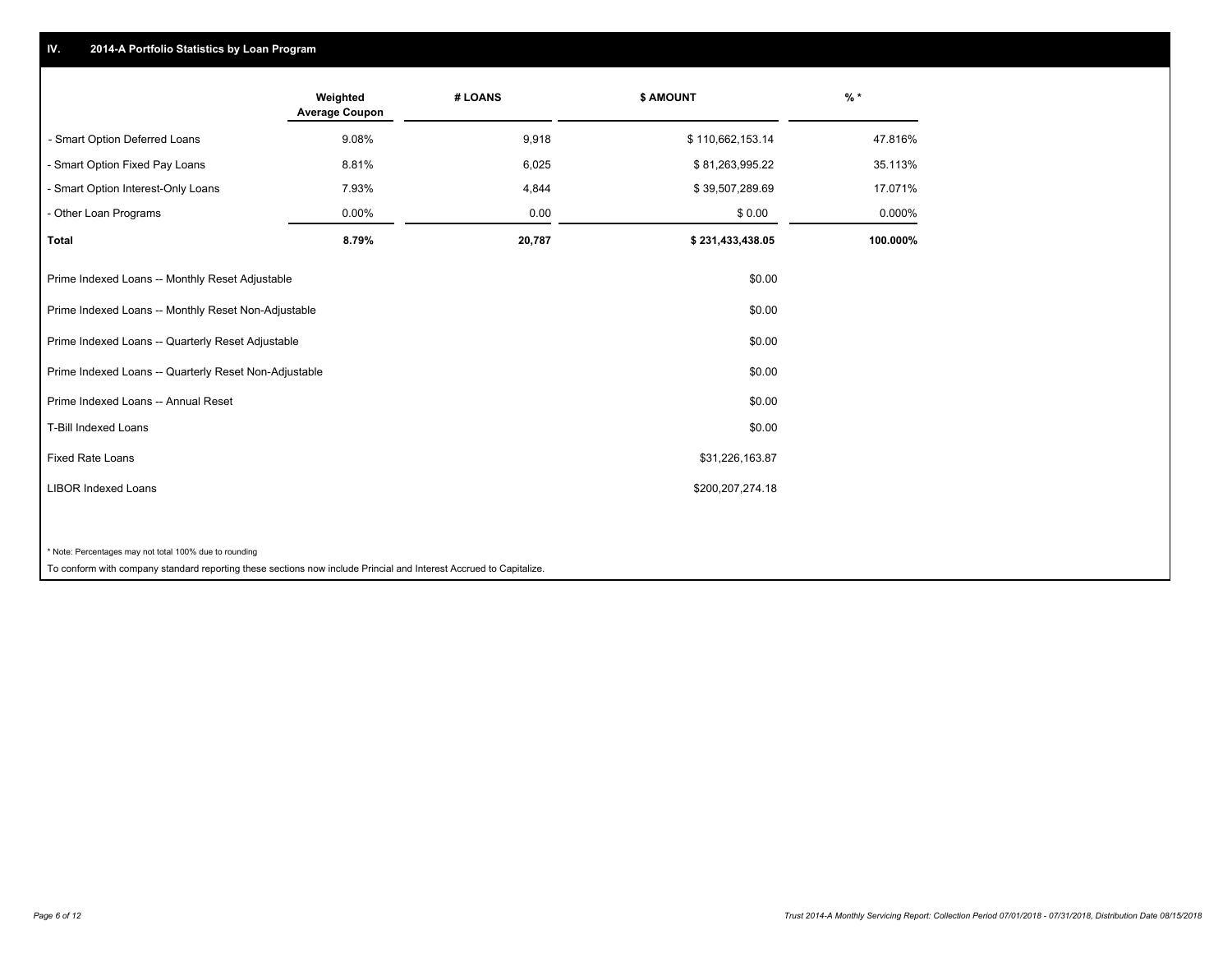## IV. 2014-A Portfolio Statistics by Loan Program

| | Weighted Average Coupon | # LOANS | $ AMOUNT | % * |
|---|---|---|---|---|
| - Smart Option Deferred Loans | 9.08% | 9,918 | $ 110,662,153.14 | 47.816% |
| - Smart Option Fixed Pay Loans | 8.81% | 6,025 | $ 81,263,995.22 | 35.113% |
| - Smart Option Interest-Only Loans | 7.93% | 4,844 | $ 39,507,289.69 | 17.071% |
| - Other Loan Programs | 0.00% | 0.00 | $ 0.00 | 0.000% |
| **Total** | **8.79%** | **20,787** | **$ 231,433,438.05** | **100.000%** |

| | |
|---|---|
| Prime Indexed Loans -- Monthly Reset Adjustable | $0.00 |
| Prime Indexed Loans -- Monthly Reset Non-Adjustable | $0.00 |
| Prime Indexed Loans -- Quarterly Reset Adjustable | $0.00 |
| Prime Indexed Loans -- Quarterly Reset Non-Adjustable | $0.00 |
| Prime Indexed Loans -- Annual Reset | $0.00 |
| T-Bill Indexed Loans | $0.00 |
| Fixed Rate Loans | $31,226,163.87 |
| LIBOR Indexed Loans | $200,207,274.18 |

* Note: Percentages may not total 100% due to rounding

To conform with company standard reporting these sections now include Princial and Interest Accrued to Capitalize.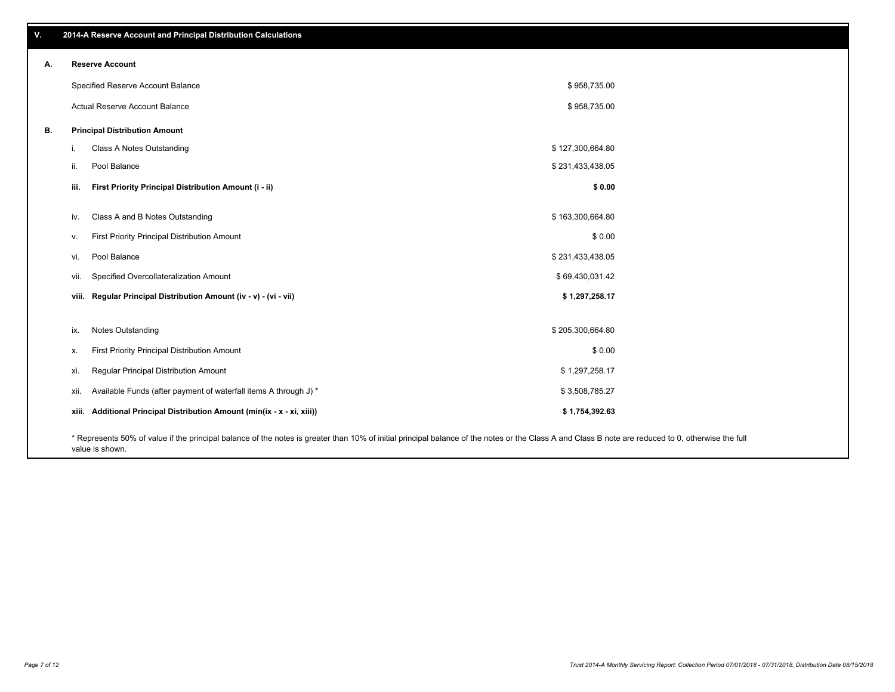## V. 2014-A Reserve Account and Principal Distribution Calculations

| | | | |
|---|---|---|---|
| **A.** | **Reserve Account** | | |
| | Specified Reserve Account Balance | | $ 958,735.00 |
| | Actual Reserve Account Balance | | $ 958,735.00 |
| **B.** | **Principal Distribution Amount** | | |
| | i. | Class A Notes Outstanding | $ 127,300,664.80 |
| | ii. | Pool Balance | $ 231,433,438.05 |
| | **iii.** | **First Priority Principal Distribution Amount (i - ii)** | **$ 0.00** |
| | iv. | Class A and B Notes Outstanding | $ 163,300,664.80 |
| | v. | First Priority Principal Distribution Amount | $ 0.00 |
| | vi. | Pool Balance | $ 231,433,438.05 |
| | vii. | Specified Overcollateralization Amount | $ 69,430,031.42 |
| | **viii.** | **Regular Principal Distribution Amount (iv - v) - (vi - vii)** | **$ 1,297,258.17** |
| | ix. | Notes Outstanding | $ 205,300,664.80 |
| | x. | First Priority Principal Distribution Amount | $ 0.00 |
| | xi. | Regular Principal Distribution Amount | $ 1,297,258.17 |
| | xii. | Available Funds (after payment of waterfall items A through J) * | $ 3,508,785.27 |
| | **xiii.** | **Additional Principal Distribution Amount (min(ix - x - xi, xiii))** | **$ 1,754,392.63** |

* Represents 50% of value if the principal balance of the notes is greater than 10% of initial principal balance of the notes or the Class A and Class B note are reduced to 0, otherwise the full value is shown.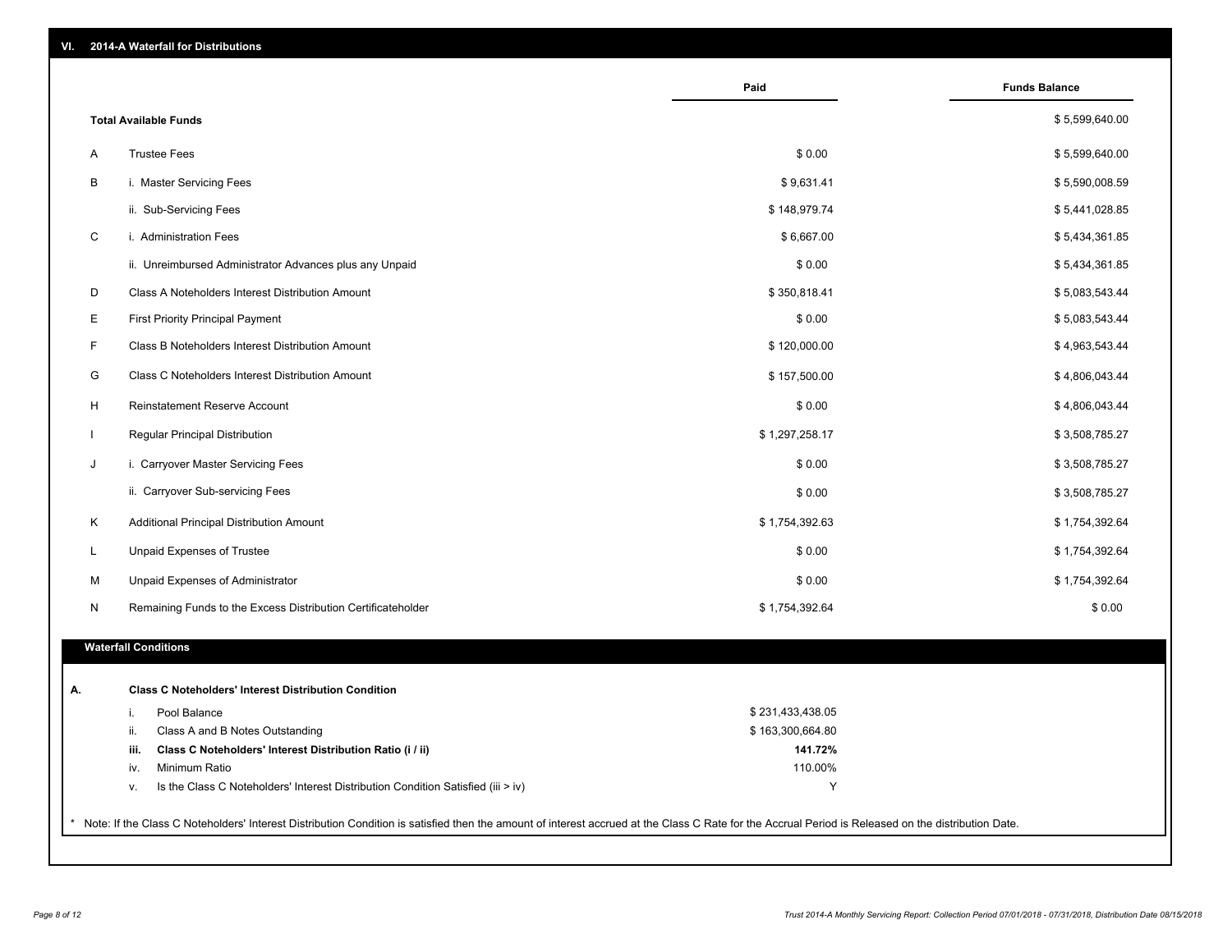## VI. 2014-A Waterfall for Distributions

| | | Paid | Funds Balance |
|---|---|---|---|
| | **Total Available Funds** | | $ 5,599,640.00 |
| A | Trustee Fees | $ 0.00 | $ 5,599,640.00 |
| B | i. Master Servicing Fees | $ 9,631.41 | $ 5,590,008.59 |
| | ii. Sub-Servicing Fees | $ 148,979.74 | $ 5,441,028.85 |
| C | i. Administration Fees | $ 6,667.00 | $ 5,434,361.85 |
| | ii. Unreimbursed Administrator Advances plus any Unpaid | $ 0.00 | $ 5,434,361.85 |
| D | Class A Noteholders Interest Distribution Amount | $ 350,818.41 | $ 5,083,543.44 |
| E | First Priority Principal Payment | $ 0.00 | $ 5,083,543.44 |
| F | Class B Noteholders Interest Distribution Amount | $ 120,000.00 | $ 4,963,543.44 |
| G | Class C Noteholders Interest Distribution Amount | $ 157,500.00 | $ 4,806,043.44 |
| H | Reinstatement Reserve Account | $ 0.00 | $ 4,806,043.44 |
| I | Regular Principal Distribution | $ 1,297,258.17 | $ 3,508,785.27 |
| J | i. Carryover Master Servicing Fees | $ 0.00 | $ 3,508,785.27 |
| | ii. Carryover Sub-servicing Fees | $ 0.00 | $ 3,508,785.27 |
| K | Additional Principal Distribution Amount | $ 1,754,392.63 | $ 1,754,392.64 |
| L | Unpaid Expenses of Trustee | $ 0.00 | $ 1,754,392.64 |
| M | Unpaid Expenses of Administrator | $ 0.00 | $ 1,754,392.64 |
| N | Remaining Funds to the Excess Distribution Certificateholder | $ 1,754,392.64 | $ 0.00 |

### Waterfall Conditions

**A. Class C Noteholders' Interest Distribution Condition**

| | | |
|---|---|---|
| i. | Pool Balance | $ 231,433,438.05 |
| ii. | Class A and B Notes Outstanding | $ 163,300,664.80 |
| **iii.** | **Class C Noteholders' Interest Distribution Ratio (i / ii)** | **141.72%** |
| iv. | Minimum Ratio | 110.00% |
| v. | Is the Class C Noteholders' Interest Distribution Condition Satisfied (iii > iv) | Y |

* Note: If the Class C Noteholders' Interest Distribution Condition is satisfied then the amount of interest accrued at the Class C Rate for the Accrual Period is Released on the distribution Date.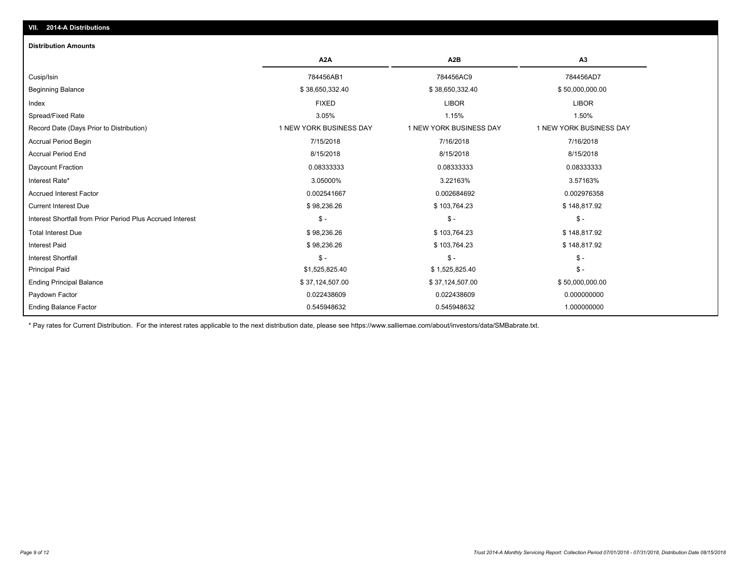## VII. 2014-A Distributions

### Distribution Amounts

| | A2A | A2B | A3 |
|---|---|---|---|
| Cusip/Isin | 784456AB1 | 784456AC9 | 784456AD7 |
| Beginning Balance | $ 38,650,332.40 | $ 38,650,332.40 | $ 50,000,000.00 |
| Index | FIXED | LIBOR | LIBOR |
| Spread/Fixed Rate | 3.05% | 1.15% | 1.50% |
| Record Date (Days Prior to Distribution) | 1 NEW YORK BUSINESS DAY | 1 NEW YORK BUSINESS DAY | 1 NEW YORK BUSINESS DAY |
| Accrual Period Begin | 7/15/2018 | 7/16/2018 | 7/16/2018 |
| Accrual Period End | 8/15/2018 | 8/15/2018 | 8/15/2018 |
| Daycount Fraction | 0.08333333 | 0.08333333 | 0.08333333 |
| Interest Rate* | 3.05000% | 3.22163% | 3.57163% |
| Accrued Interest Factor | 0.002541667 | 0.002684692 | 0.002976358 |
| Current Interest Due | $ 98,236.26 | $ 103,764.23 | $ 148,817.92 |
| Interest Shortfall from Prior Period Plus Accrued Interest | $ - | $ - | $ - |
| Total Interest Due | $ 98,236.26 | $ 103,764.23 | $ 148,817.92 |
| Interest Paid | $ 98,236.26 | $ 103,764.23 | $ 148,817.92 |
| Interest Shortfall | $ - | $ - | $ - |
| Principal Paid | $1,525,825.40 | $ 1,525,825.40 | $ - |
| Ending Principal Balance | $ 37,124,507.00 | $ 37,124,507.00 | $ 50,000,000.00 |
| Paydown Factor | 0.022438609 | 0.022438609 | 0.000000000 |
| Ending Balance Factor | 0.545948632 | 0.545948632 | 1.000000000 |

* Pay rates for Current Distribution. For the interest rates applicable to the next distribution date, please see https://www.salliemae.com/about/investors/data/SMBabrate.txt.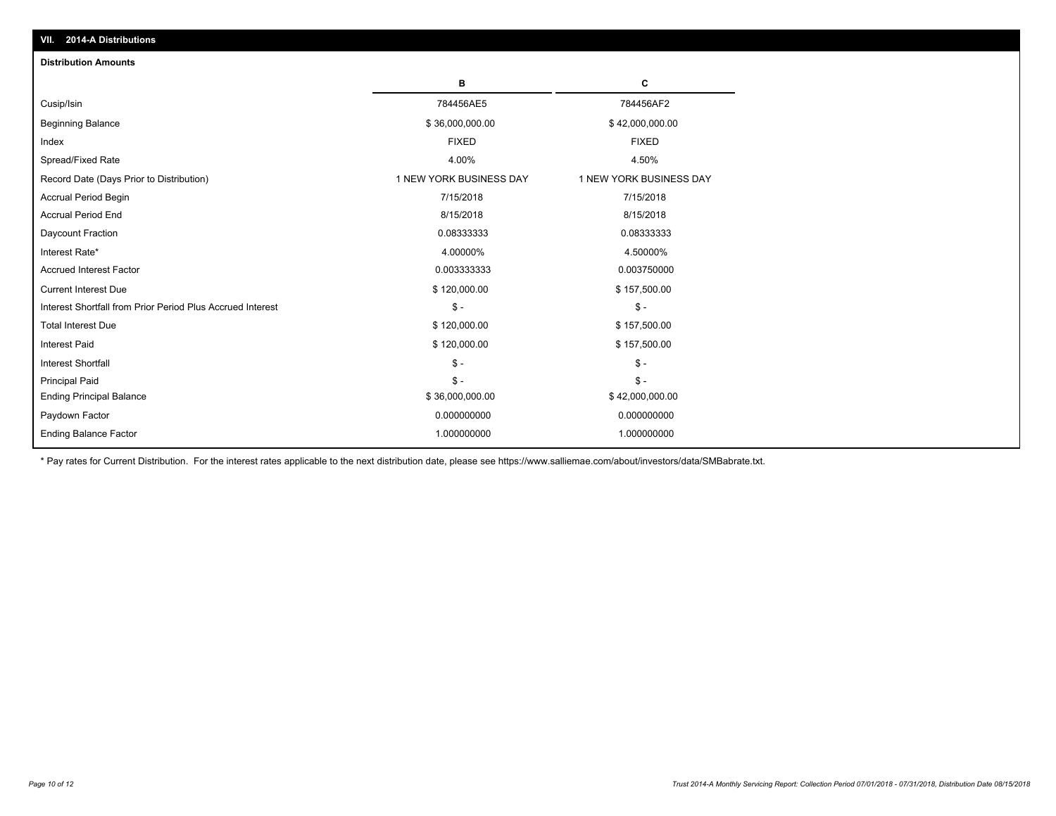## VII. 2014-A Distributions

### Distribution Amounts

| | B | C |
|---|---|---|
| Cusip/Isin | 784456AE5 | 784456AF2 |
| Beginning Balance | $ 36,000,000.00 | $ 42,000,000.00 |
| Index | FIXED | FIXED |
| Spread/Fixed Rate | 4.00% | 4.50% |
| Record Date (Days Prior to Distribution) | 1 NEW YORK BUSINESS DAY | 1 NEW YORK BUSINESS DAY |
| Accrual Period Begin | 7/15/2018 | 7/15/2018 |
| Accrual Period End | 8/15/2018 | 8/15/2018 |
| Daycount Fraction | 0.08333333 | 0.08333333 |
| Interest Rate* | 4.00000% | 4.50000% |
| Accrued Interest Factor | 0.003333333 | 0.003750000 |
| Current Interest Due | $ 120,000.00 | $ 157,500.00 |
| Interest Shortfall from Prior Period Plus Accrued Interest | $ - | $ - |
| Total Interest Due | $ 120,000.00 | $ 157,500.00 |
| Interest Paid | $ 120,000.00 | $ 157,500.00 |
| Interest Shortfall | $ - | $ - |
| Principal Paid | $ - | $ - |
| Ending Principal Balance | $ 36,000,000.00 | $ 42,000,000.00 |
| Paydown Factor | 0.000000000 | 0.000000000 |
| Ending Balance Factor | 1.000000000 | 1.000000000 |

* Pay rates for Current Distribution. For the interest rates applicable to the next distribution date, please see https://www.salliemae.com/about/investors/data/SMBabrate.txt.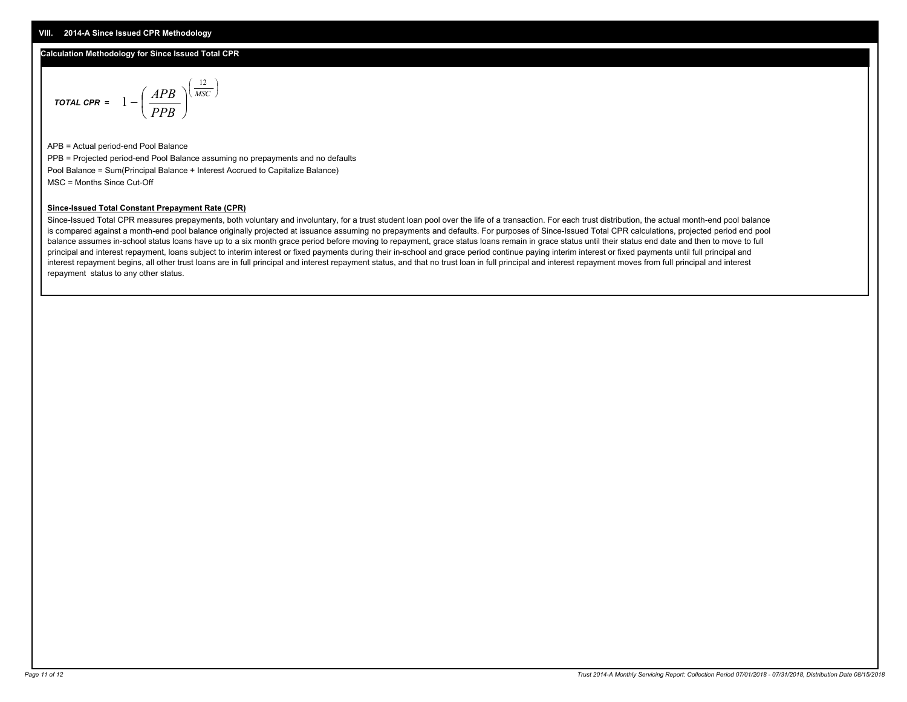## VIII. 2014-A Since Issued CPR Methodology

### Calculation Methodology for Since Issued Total CPR

***TOTAL CPR =*** $$1 - \left( \frac{APB}{PPB} \right)^{\left( \frac{12}{MSC} \right)}$$

APB = Actual period-end Pool Balance

PPB = Projected period-end Pool Balance assuming no prepayments and no defaults

Pool Balance = Sum(Principal Balance + Interest Accrued to Capitalize Balance)

MSC = Months Since Cut-Off

**Since-Issued Total Constant Prepayment Rate (CPR)**

Since-Issued Total CPR measures prepayments, both voluntary and involuntary, for a trust student loan pool over the life of a transaction. For each trust distribution, the actual month-end pool balance is compared against a month-end pool balance originally projected at issuance assuming no prepayments and defaults. For purposes of Since-Issued Total CPR calculations, projected period end pool balance assumes in-school status loans have up to a six month grace period before moving to repayment, grace status loans remain in grace status until their status end date and then to move to full principal and interest repayment, loans subject to interim interest or fixed payments during their in-school and grace period continue paying interim interest or fixed payments until full principal and interest repayment begins, all other trust loans are in full principal and interest repayment status, and that no trust loan in full principal and interest repayment moves from full principal and interest repayment status to any other status.